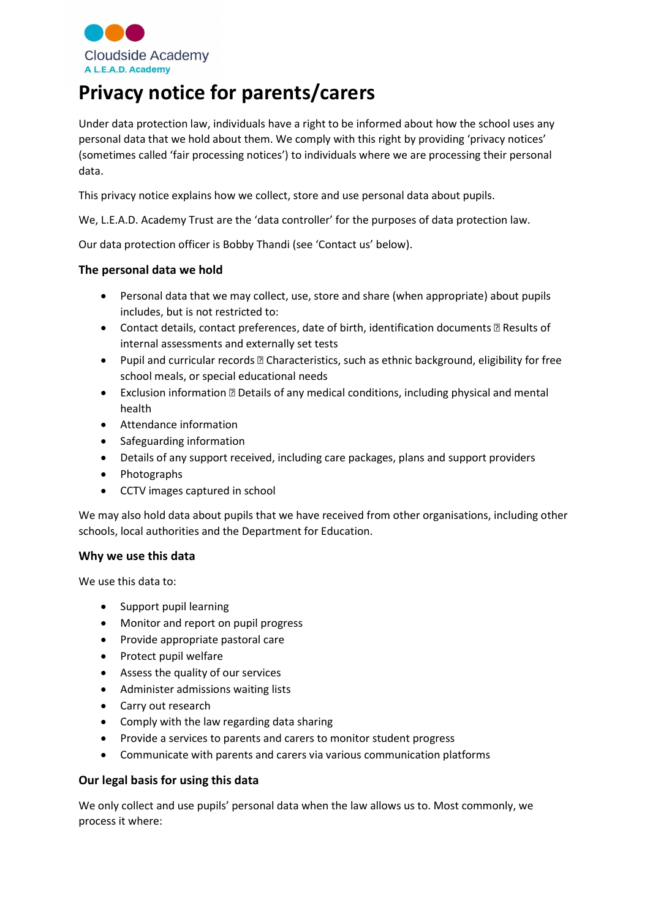Cloudside Academy
A L.E.A.D. Academy

# Privacy notice for parents/carers

Under data protection law, individuals have a right to be informed about how the school uses any personal data that we hold about them. We comply with this right by providing 'privacy notices' (sometimes called 'fair processing notices') to individuals where we are processing their personal data.

This privacy notice explains how we collect, store and use personal data about pupils.

We, L.E.A.D. Academy Trust are the 'data controller' for the purposes of data protection law.

Our data protection officer is Bobby Thandi (see 'Contact us' below).

### The personal data we hold

- Personal data that we may collect, use, store and share (when appropriate) about pupils includes, but is not restricted to:
- Contact details, contact preferences, date of birth, identification documents  Results of internal assessments and externally set tests
- Pupil and curricular records  Characteristics, such as ethnic background, eligibility for free school meals, or special educational needs
- Exclusion information  Details of any medical conditions, including physical and mental health
- Attendance information
- Safeguarding information
- Details of any support received, including care packages, plans and support providers
- Photographs
- CCTV images captured in school

We may also hold data about pupils that we have received from other organisations, including other schools, local authorities and the Department for Education.

### Why we use this data

We use this data to:

- Support pupil learning
- Monitor and report on pupil progress
- Provide appropriate pastoral care
- Protect pupil welfare
- Assess the quality of our services
- Administer admissions waiting lists
- Carry out research
- Comply with the law regarding data sharing
- Provide a services to parents and carers to monitor student progress
- Communicate with parents and carers via various communication platforms

### Our legal basis for using this data

We only collect and use pupils' personal data when the law allows us to. Most commonly, we process it where: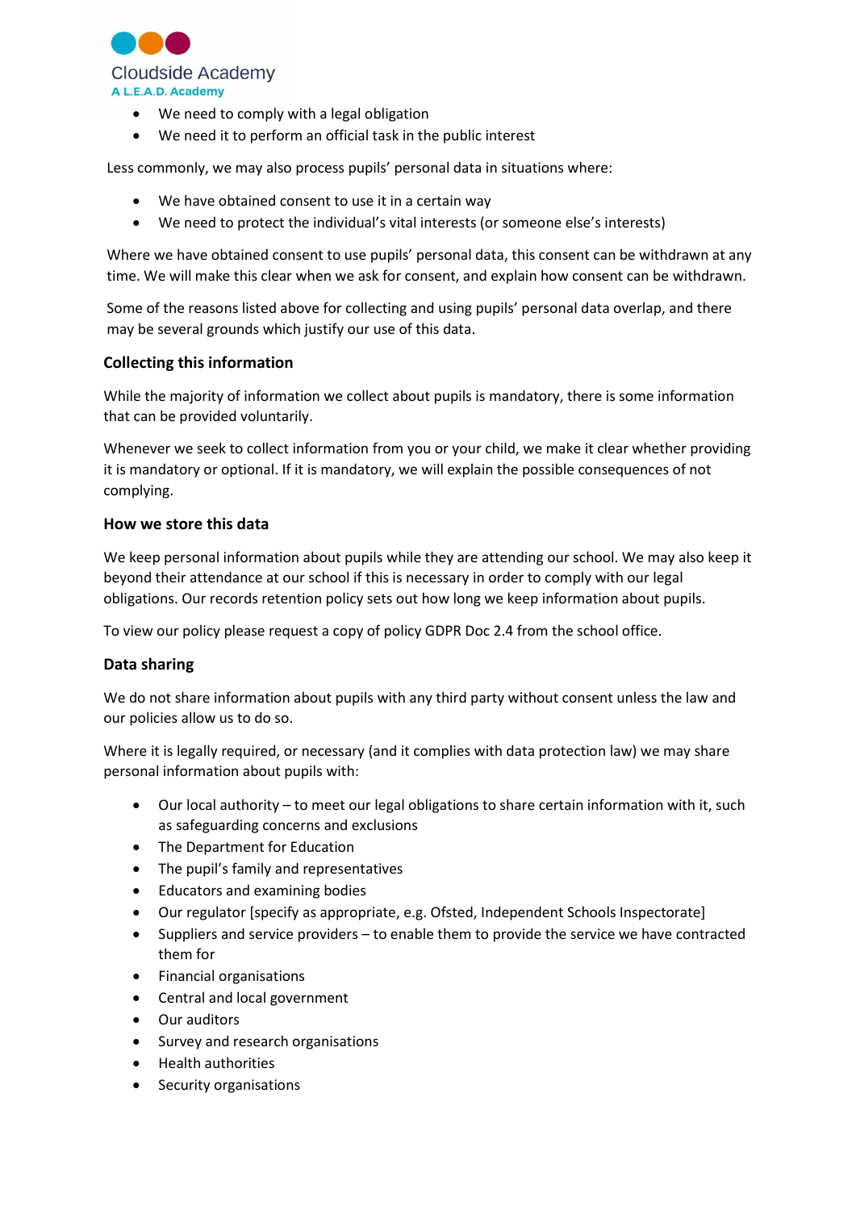- We need to comply with a legal obligation
- We need it to perform an official task in the public interest

Less commonly, we may also process pupils' personal data in situations where:

- We have obtained consent to use it in a certain way
- We need to protect the individual's vital interests (or someone else's interests)

Where we have obtained consent to use pupils' personal data, this consent can be withdrawn at any time. We will make this clear when we ask for consent, and explain how consent can be withdrawn.

Some of the reasons listed above for collecting and using pupils' personal data overlap, and there may be several grounds which justify our use of this data.

### Collecting this information

While the majority of information we collect about pupils is mandatory, there is some information that can be provided voluntarily.

Whenever we seek to collect information from you or your child, we make it clear whether providing it is mandatory or optional. If it is mandatory, we will explain the possible consequences of not complying.

### How we store this data

We keep personal information about pupils while they are attending our school. We may also keep it beyond their attendance at our school if this is necessary in order to comply with our legal obligations. Our records retention policy sets out how long we keep information about pupils.

To view our policy please request a copy of policy GDPR Doc 2.4 from the school office.

### Data sharing

We do not share information about pupils with any third party without consent unless the law and our policies allow us to do so.

Where it is legally required, or necessary (and it complies with data protection law) we may share personal information about pupils with:

- Our local authority – to meet our legal obligations to share certain information with it, such as safeguarding concerns and exclusions
- The Department for Education
- The pupil's family and representatives
- Educators and examining bodies
- Our regulator [specify as appropriate, e.g. Ofsted, Independent Schools Inspectorate]
- Suppliers and service providers – to enable them to provide the service we have contracted them for
- Financial organisations
- Central and local government
- Our auditors
- Survey and research organisations
- Health authorities
- Security organisations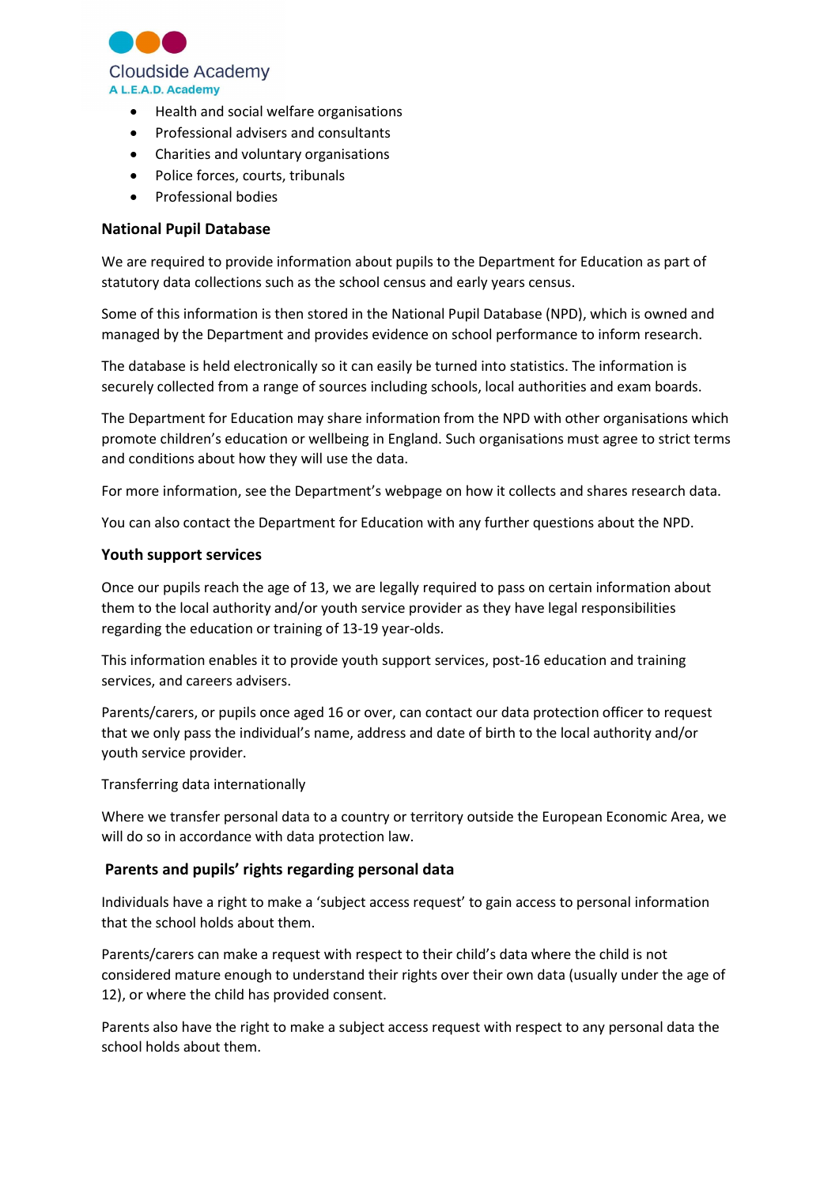- Health and social welfare organisations
- Professional advisers and consultants
- Charities and voluntary organisations
- Police forces, courts, tribunals
- Professional bodies

**National Pupil Database**

We are required to provide information about pupils to the Department for Education as part of statutory data collections such as the school census and early years census.

Some of this information is then stored in the National Pupil Database (NPD), which is owned and managed by the Department and provides evidence on school performance to inform research.

The database is held electronically so it can easily be turned into statistics. The information is securely collected from a range of sources including schools, local authorities and exam boards.

The Department for Education may share information from the NPD with other organisations which promote children's education or wellbeing in England. Such organisations must agree to strict terms and conditions about how they will use the data.

For more information, see the Department's webpage on how it collects and shares research data.

You can also contact the Department for Education with any further questions about the NPD.

**Youth support services**

Once our pupils reach the age of 13, we are legally required to pass on certain information about them to the local authority and/or youth service provider as they have legal responsibilities regarding the education or training of 13-19 year-olds.

This information enables it to provide youth support services, post-16 education and training services, and careers advisers.

Parents/carers, or pupils once aged 16 or over, can contact our data protection officer to request that we only pass the individual's name, address and date of birth to the local authority and/or youth service provider.

Transferring data internationally

Where we transfer personal data to a country or territory outside the European Economic Area, we will do so in accordance with data protection law.

**Parents and pupils' rights regarding personal data**

Individuals have a right to make a 'subject access request' to gain access to personal information that the school holds about them.

Parents/carers can make a request with respect to their child's data where the child is not considered mature enough to understand their rights over their own data (usually under the age of 12), or where the child has provided consent.

Parents also have the right to make a subject access request with respect to any personal data the school holds about them.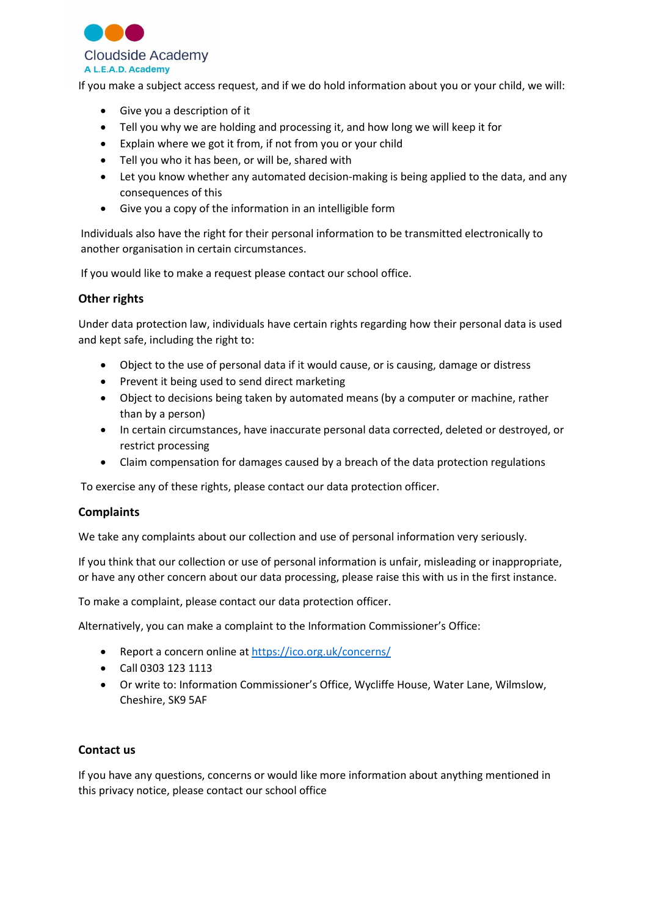If you make a subject access request, and if we do hold information about you or your child, we will:

- Give you a description of it
- Tell you why we are holding and processing it, and how long we will keep it for
- Explain where we got it from, if not from you or your child
- Tell you who it has been, or will be, shared with
- Let you know whether any automated decision-making is being applied to the data, and any consequences of this
- Give you a copy of the information in an intelligible form

Individuals also have the right for their personal information to be transmitted electronically to another organisation in certain circumstances.

If you would like to make a request please contact our school office.

## Other rights

Under data protection law, individuals have certain rights regarding how their personal data is used and kept safe, including the right to:

- Object to the use of personal data if it would cause, or is causing, damage or distress
- Prevent it being used to send direct marketing
- Object to decisions being taken by automated means (by a computer or machine, rather than by a person)
- In certain circumstances, have inaccurate personal data corrected, deleted or destroyed, or restrict processing
- Claim compensation for damages caused by a breach of the data protection regulations

To exercise any of these rights, please contact our data protection officer.

## Complaints

We take any complaints about our collection and use of personal information very seriously.

If you think that our collection or use of personal information is unfair, misleading or inappropriate, or have any other concern about our data processing, please raise this with us in the first instance.

To make a complaint, please contact our data protection officer.

Alternatively, you can make a complaint to the Information Commissioner's Office:

- Report a concern online at https://ico.org.uk/concerns/
- Call 0303 123 1113
- Or write to: Information Commissioner's Office, Wycliffe House, Water Lane, Wilmslow, Cheshire, SK9 5AF

## Contact us

If you have any questions, concerns or would like more information about anything mentioned in this privacy notice, please contact our school office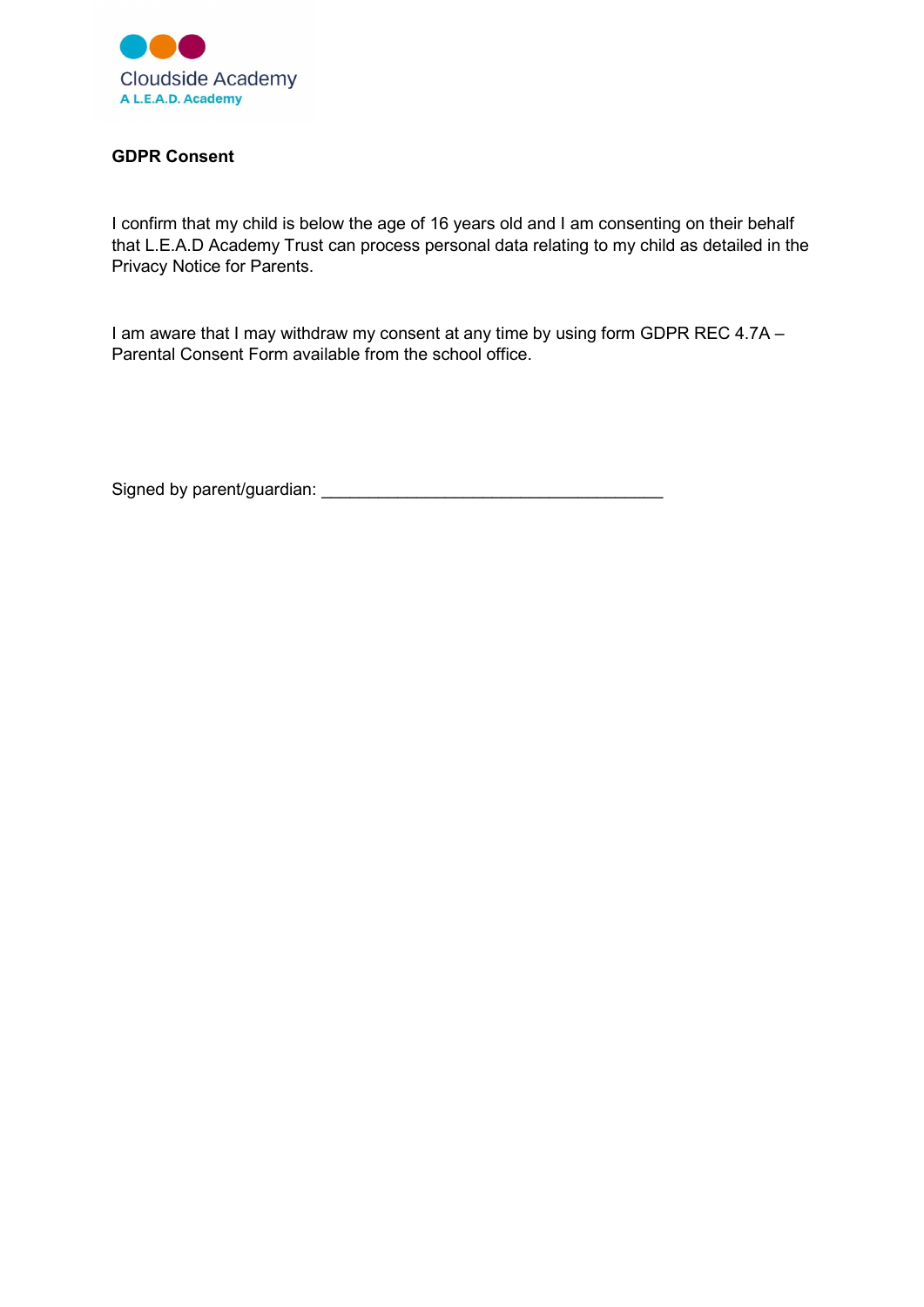Cloudside Academy
A L.E.A.D. Academy

**GDPR Consent**

I confirm that my child is below the age of 16 years old and I am consenting on their behalf that L.E.A.D Academy Trust can process personal data relating to my child as detailed in the Privacy Notice for Parents.

I am aware that I may withdraw my consent at any time by using form GDPR REC 4.7A – Parental Consent Form available from the school office.

Signed by parent/guardian: ____________________________________